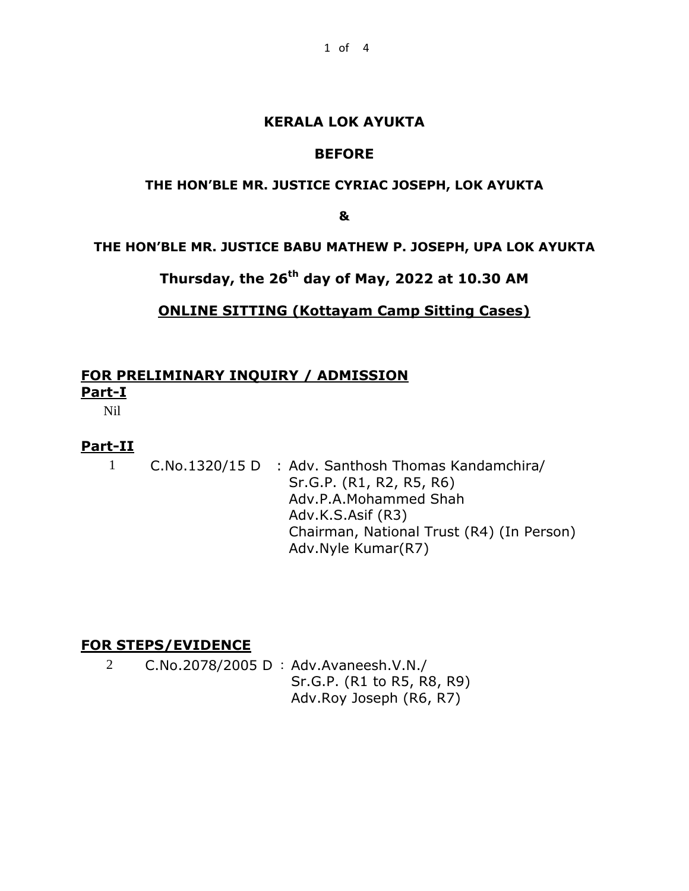**KERALA LOK AYUKTA**

**BEFORE**

**THE HON'BLE MR. JUSTICE CYRIAC JOSEPH, LOK AYUKTA**

**&**

**THE HON'BLE MR. JUSTICE BABU MATHEW P. JOSEPH, UPA LOK AYUKTA**

**Thursday, the 26th day of May, 2022 at 10.30 AM**

**ONLINE SITTING (Kottayam Camp Sitting Cases)**

## FOR PRELIMINARY INQUIRY / ADMISSION

### Part-I

Nil

### Part-II

1 C.No.1320/15 D : Adv. Santhosh Thomas Kandamchira/
Sr.G.P. (R1, R2, R5, R6)
Adv.P.A.Mohammed Shah
Adv.K.S.Asif (R3)
Chairman, National Trust (R4) (In Person)
Adv.Nyle Kumar(R7)

## FOR STEPS/EVIDENCE

2 C.No.2078/2005 D : Adv.Avaneesh.V.N./
Sr.G.P. (R1 to R5, R8, R9)
Adv.Roy Joseph (R6, R7)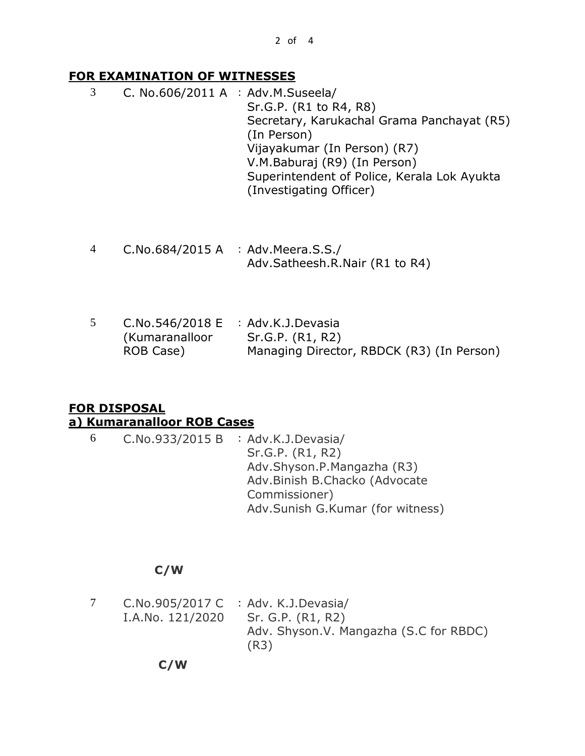## **FOR EXAMINATION OF WITNESSES**

| | | |
|---|---|---|
| 3 | C. No.606/2011 A | : Adv.M.Suseela/<br>Sr.G.P. (R1 to R4, R8)<br>Secretary, Karukachal Grama Panchayat (R5) (In Person)<br>Vijayakumar (In Person) (R7)<br>V.M.Baburaj (R9) (In Person)<br>Superintendent of Police, Kerala Lok Ayukta (Investigating Officer) |
| 4 | C.No.684/2015 A | : Adv.Meera.S.S./<br>Adv.Satheesh.R.Nair (R1 to R4) |
| 5 | C.No.546/2018 E (Kumaranalloor ROB Case) | : Adv.K.J.Devasia<br>Sr.G.P. (R1, R2)<br>Managing Director, RBDCK (R3) (In Person) |

## **FOR DISPOSAL**

### **a) Kumaranalloor ROB Cases**

| | | |
|---|---|---|
| 6 | C.No.933/2015 B | : Adv.K.J.Devasia/<br>Sr.G.P. (R1, R2)<br>Adv.Shyson.P.Mangazha (R3)<br>Adv.Binish B.Chacko (Advocate Commissioner)<br>Adv.Sunish G.Kumar (for witness) |

**C/W**

| | | |
|---|---|---|
| 7 | C.No.905/2017 C<br>I.A.No. 121/2020 | : Adv. K.J.Devasia/<br>Sr. G.P. (R1, R2)<br>Adv. Shyson.V. Mangazha (S.C for RBDC) (R3) |

**C/W**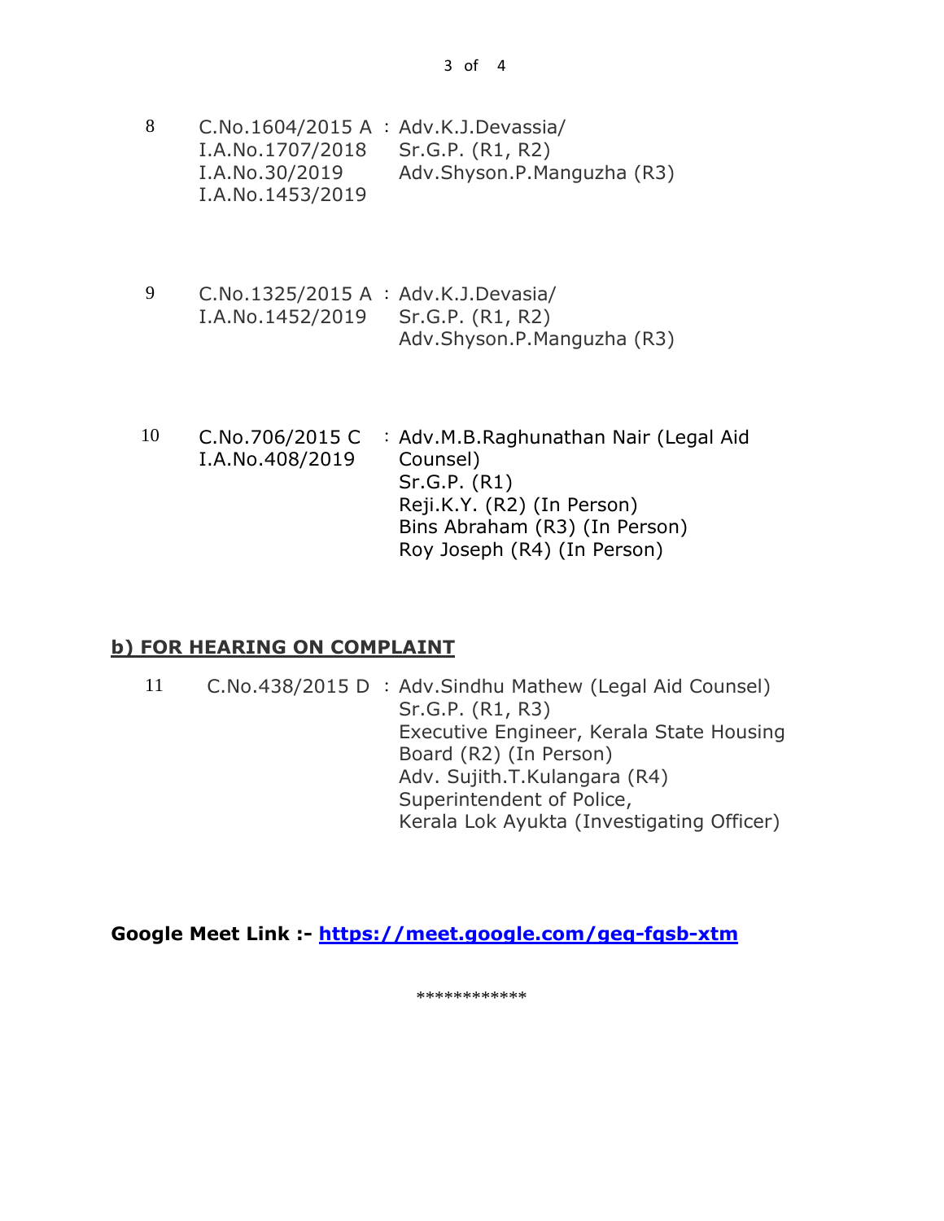| | | |
|---|---|---|
| 8 | C.No.1604/2015 A<br>I.A.No.1707/2018<br>I.A.No.30/2019<br>I.A.No.1453/2019 | : Adv.K.J.Devassia/<br>Sr.G.P. (R1, R2)<br>Adv.Shyson.P.Manguzha (R3) |
| 9 | C.No.1325/2015 A<br>I.A.No.1452/2019 | : Adv.K.J.Devasia/<br>Sr.G.P. (R1, R2)<br>Adv.Shyson.P.Manguzha (R3) |
| 10 | C.No.706/2015 C<br>I.A.No.408/2019 | : Adv.M.B.Raghunathan Nair (Legal Aid Counsel)<br>Sr.G.P. (R1)<br>Reji.K.Y. (R2) (In Person)<br>Bins Abraham (R3) (In Person)<br>Roy Joseph (R4) (In Person) |

## b) FOR HEARING ON COMPLAINT

| | | |
|---|---|---|
| 11 | C.No.438/2015 D | : Adv.Sindhu Mathew (Legal Aid Counsel)<br>Sr.G.P. (R1, R3)<br>Executive Engineer, Kerala State Housing Board (R2) (In Person)<br>Adv. Sujith.T.Kulangara (R4)<br>Superintendent of Police,<br>Kerala Lok Ayukta (Investigating Officer) |

**Google Meet Link :- https://meet.google.com/geq-fqsb-xtm**

************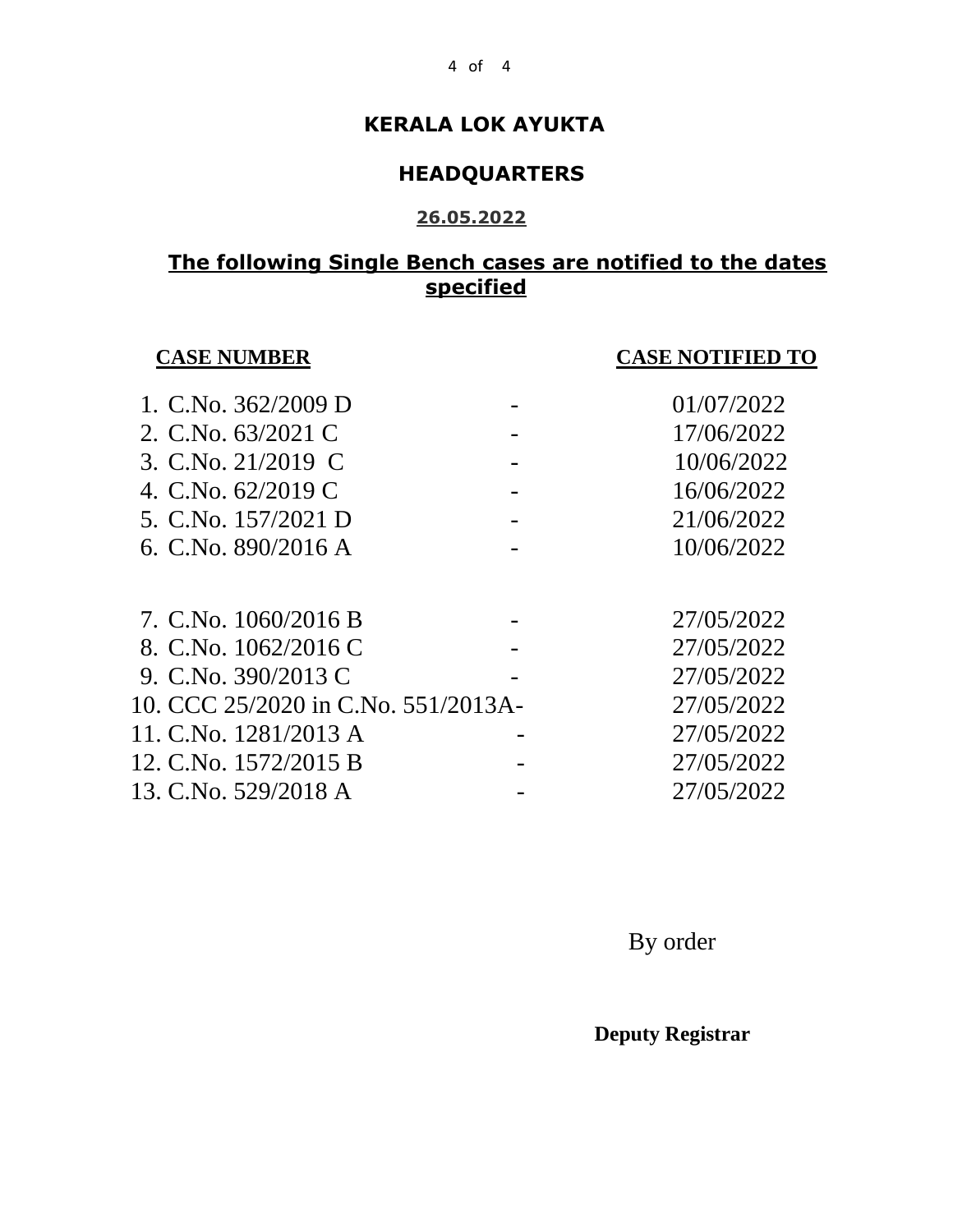# KERALA LOK AYUKTA

## HEADQUARTERS

**26.05.2022**

## The following Single Bench cases are notified to the dates specified

| CASE NUMBER | | CASE NOTIFIED TO |
|---|---|---|
| 1. C.No. 362/2009 D | - | 01/07/2022 |
| 2. C.No. 63/2021 C | - | 17/06/2022 |
| 3. C.No. 21/2019 C | - | 10/06/2022 |
| 4. C.No. 62/2019 C | - | 16/06/2022 |
| 5. C.No. 157/2021 D | - | 21/06/2022 |
| 6. C.No. 890/2016 A | - | 10/06/2022 |
| 7. C.No. 1060/2016 B | - | 27/05/2022 |
| 8. C.No. 1062/2016 C | - | 27/05/2022 |
| 9. C.No. 390/2013 C | - | 27/05/2022 |
| 10. CCC 25/2020 in C.No. 551/2013A | - | 27/05/2022 |
| 11. C.No. 1281/2013 A | - | 27/05/2022 |
| 12. C.No. 1572/2015 B | - | 27/05/2022 |
| 13. C.No. 529/2018 A | - | 27/05/2022 |

By order

**Deputy Registrar**